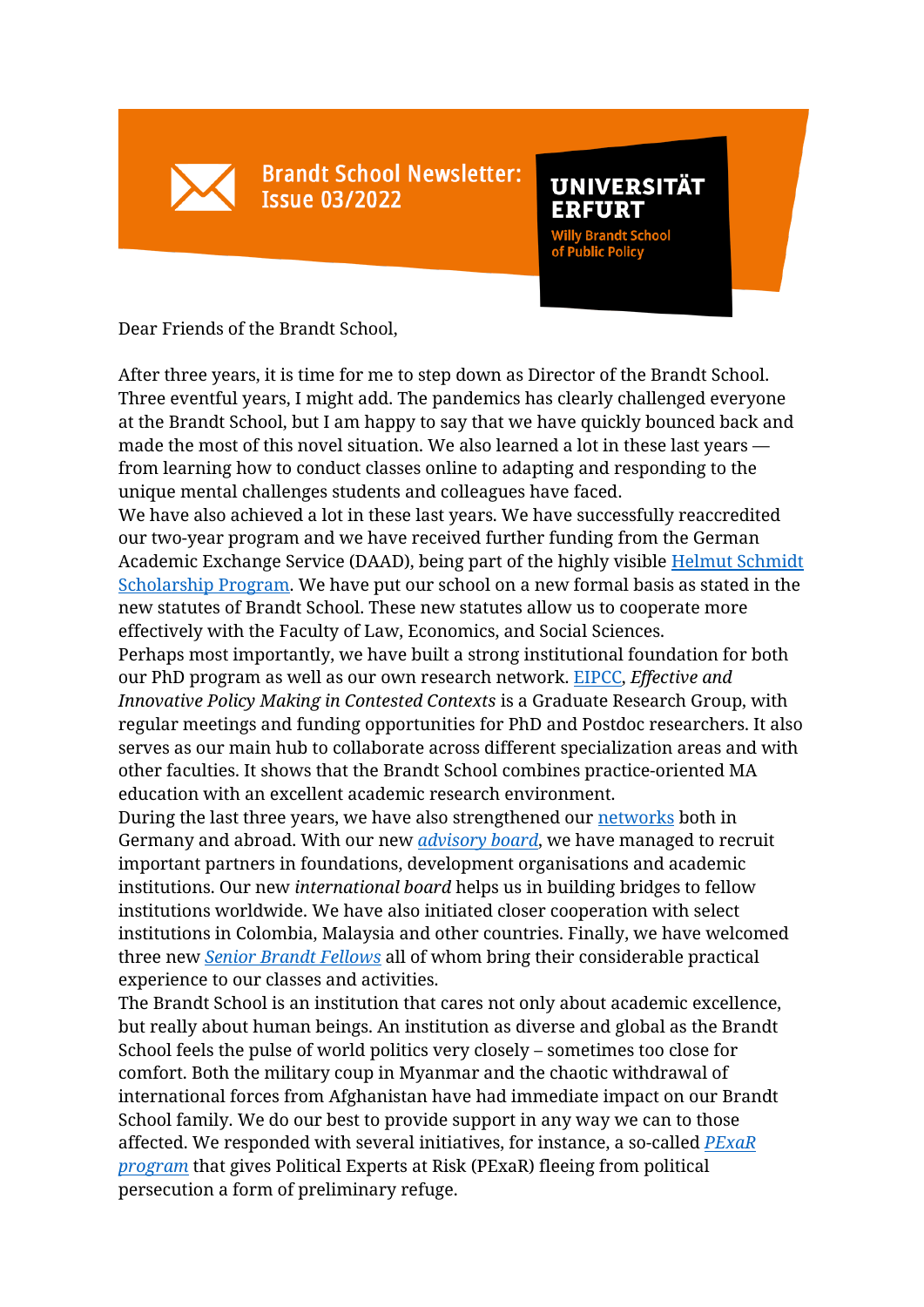# Brandt School Newsletter: Issue 03/2022

UNIVERSITÄT ERFURT
Willy Brandt School of Public Policy

Dear Friends of the Brandt School,

After three years, it is time for me to step down as Director of the Brandt School. Three eventful years, I might add. The pandemics has clearly challenged everyone at the Brandt School, but I am happy to say that we have quickly bounced back and made the most of this novel situation. We also learned a lot in these last years — from learning how to conduct classes online to adapting and responding to the unique mental challenges students and colleagues have faced.

We have also achieved a lot in these last years. We have successfully reaccredited our two-year program and we have received further funding from the German Academic Exchange Service (DAAD), being part of the highly visible Helmut Schmidt Scholarship Program. We have put our school on a new formal basis as stated in the new statutes of Brandt School. These new statutes allow us to cooperate more effectively with the Faculty of Law, Economics, and Social Sciences.

Perhaps most importantly, we have built a strong institutional foundation for both our PhD program as well as our own research network. EIPCC, *Effective and Innovative Policy Making in Contested Contexts* is a Graduate Research Group, with regular meetings and funding opportunities for PhD and Postdoc researchers. It also serves as our main hub to collaborate across different specialization areas and with other faculties. It shows that the Brandt School combines practice-oriented MA education with an excellent academic research environment.

During the last three years, we have also strengthened our networks both in Germany and abroad. With our new *advisory board*, we have managed to recruit important partners in foundations, development organisations and academic institutions. Our new *international board* helps us in building bridges to fellow institutions worldwide. We have also initiated closer cooperation with select institutions in Colombia, Malaysia and other countries. Finally, we have welcomed three new *Senior Brandt Fellows* all of whom bring their considerable practical experience to our classes and activities.

The Brandt School is an institution that cares not only about academic excellence, but really about human beings. An institution as diverse and global as the Brandt School feels the pulse of world politics very closely – sometimes too close for comfort. Both the military coup in Myanmar and the chaotic withdrawal of international forces from Afghanistan have had immediate impact on our Brandt School family. We do our best to provide support in any way we can to those affected. We responded with several initiatives, for instance, a so-called *PExaR program* that gives Political Experts at Risk (PExaR) fleeing from political persecution a form of preliminary refuge.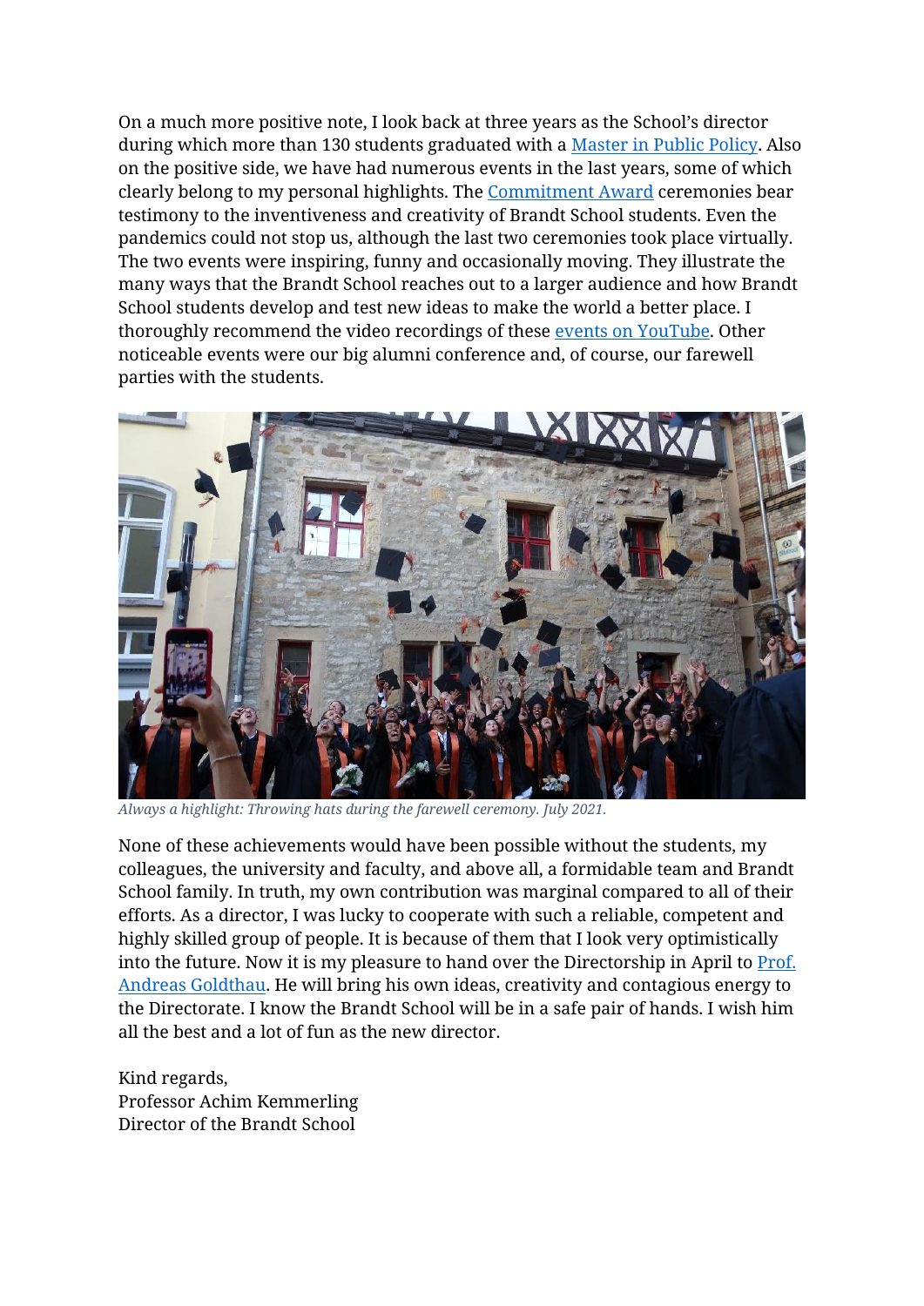On a much more positive note, I look back at three years as the School's director during which more than 130 students graduated with a Master in Public Policy. Also on the positive side, we have had numerous events in the last years, some of which clearly belong to my personal highlights. The Commitment Award ceremonies bear testimony to the inventiveness and creativity of Brandt School students. Even the pandemics could not stop us, although the last two ceremonies took place virtually. The two events were inspiring, funny and occasionally moving. They illustrate the many ways that the Brandt School reaches out to a larger audience and how Brandt School students develop and test new ideas to make the world a better place. I thoroughly recommend the video recordings of these events on YouTube. Other noticeable events were our big alumni conference and, of course, our farewell parties with the students.

*Always a highlight: Throwing hats during the farewell ceremony. July 2021.*

None of these achievements would have been possible without the students, my colleagues, the university and faculty, and above all, a formidable team and Brandt School family. In truth, my own contribution was marginal compared to all of their efforts. As a director, I was lucky to cooperate with such a reliable, competent and highly skilled group of people. It is because of them that I look very optimistically into the future. Now it is my pleasure to hand over the Directorship in April to Prof. Andreas Goldthau. He will bring his own ideas, creativity and contagious energy to the Directorate. I know the Brandt School will be in a safe pair of hands. I wish him all the best and a lot of fun as the new director.

Kind regards,
Professor Achim Kemmerling
Director of the Brandt School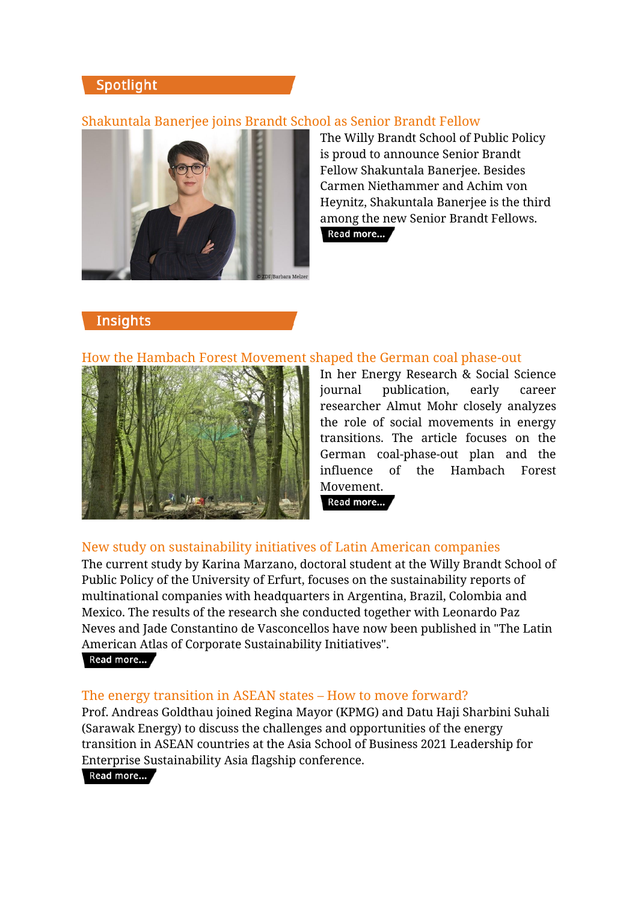## Spotlight

### Shakuntala Banerjee joins Brandt School as Senior Brandt Fellow

© ZDF/Barbara Melzer

The Willy Brandt School of Public Policy is proud to announce Senior Brandt Fellow Shakuntala Banerjee. Besides Carmen Niethammer and Achim von Heynitz, Shakuntala Banerjee is the third among the new Senior Brandt Fellows.

Read more...

## Insights

### How the Hambach Forest Movement shaped the German coal phase-out

In her Energy Research & Social Science journal publication, early career researcher Almut Mohr closely analyzes the role of social movements in energy transitions. The article focuses on the German coal-phase-out plan and the influence of the Hambach Forest Movement.

Read more...

### New study on sustainability initiatives of Latin American companies

The current study by Karina Marzano, doctoral student at the Willy Brandt School of Public Policy of the University of Erfurt, focuses on the sustainability reports of multinational companies with headquarters in Argentina, Brazil, Colombia and Mexico. The results of the research she conducted together with Leonardo Paz Neves and Jade Constantino de Vasconcellos have now been published in "The Latin American Atlas of Corporate Sustainability Initiatives".

Read more...

### The energy transition in ASEAN states – How to move forward?

Prof. Andreas Goldthau joined Regina Mayor (KPMG) and Datu Haji Sharbini Suhali (Sarawak Energy) to discuss the challenges and opportunities of the energy transition in ASEAN countries at the Asia School of Business 2021 Leadership for Enterprise Sustainability Asia flagship conference.

Read more...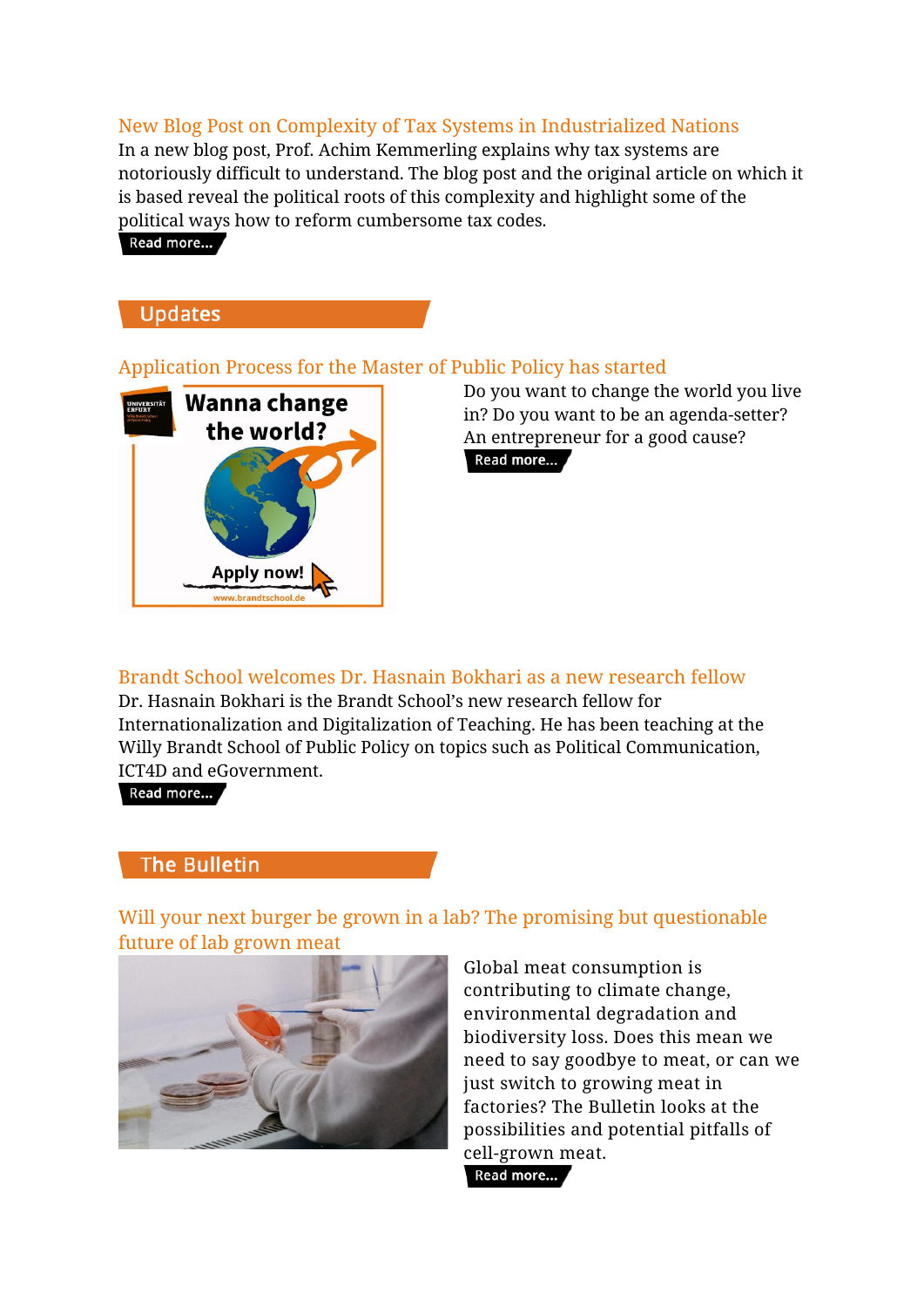### New Blog Post on Complexity of Tax Systems in Industrialized Nations

In a new blog post, Prof. Achim Kemmerling explains why tax systems are notoriously difficult to understand. The blog post and the original article on which it is based reveal the political roots of this complexity and highlight some of the political ways how to reform cumbersome tax codes.

Read more...

## Updates

### Application Process for the Master of Public Policy has started

Do you want to change the world you live in? Do you want to be an agenda-setter? An entrepreneur for a good cause?

Read more...

### Brandt School welcomes Dr. Hasnain Bokhari as a new research fellow

Dr. Hasnain Bokhari is the Brandt School's new research fellow for Internationalization and Digitalization of Teaching. He has been teaching at the Willy Brandt School of Public Policy on topics such as Political Communication, ICT4D and eGovernment.

Read more...

## The Bulletin

### Will your next burger be grown in a lab? The promising but questionable future of lab grown meat

Global meat consumption is contributing to climate change, environmental degradation and biodiversity loss. Does this mean we need to say goodbye to meat, or can we just switch to growing meat in factories? The Bulletin looks at the possibilities and potential pitfalls of cell-grown meat.

Read more...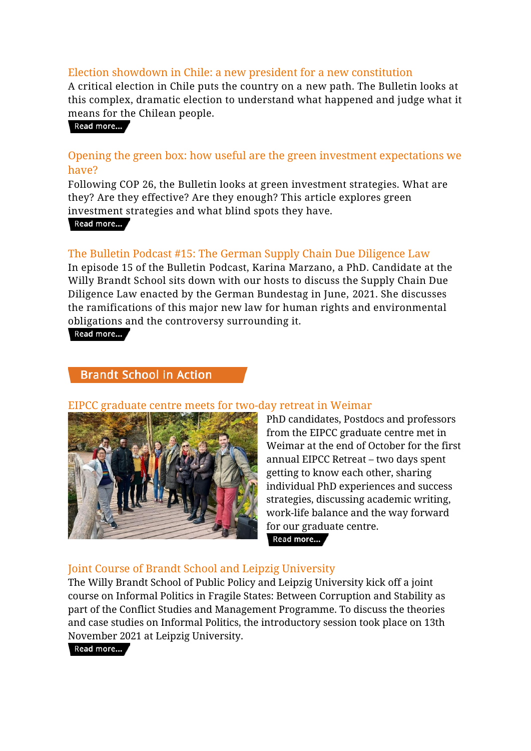### Election showdown in Chile: a new president for a new constitution

A critical election in Chile puts the country on a new path. The Bulletin looks at this complex, dramatic election to understand what happened and judge what it means for the Chilean people.

Read more...

### Opening the green box: how useful are the green investment expectations we have?

Following COP 26, the Bulletin looks at green investment strategies. What are they? Are they effective? Are they enough? This article explores green investment strategies and what blind spots they have.

Read more...

### The Bulletin Podcast #15: The German Supply Chain Due Diligence Law

In episode 15 of the Bulletin Podcast, Karina Marzano, a PhD. Candidate at the Willy Brandt School sits down with our hosts to discuss the Supply Chain Due Diligence Law enacted by the German Bundestag in June, 2021. She discusses the ramifications of this major new law for human rights and environmental obligations and the controversy surrounding it.

Read more...

## Brandt School in Action

### EIPCC graduate centre meets for two-day retreat in Weimar

PhD candidates, Postdocs and professors from the EIPCC graduate centre met in Weimar at the end of October for the first annual EIPCC Retreat – two days spent getting to know each other, sharing individual PhD experiences and success strategies, discussing academic writing, work-life balance and the way forward for our graduate centre.

Read more...

### Joint Course of Brandt School and Leipzig University

The Willy Brandt School of Public Policy and Leipzig University kick off a joint course on Informal Politics in Fragile States: Between Corruption and Stability as part of the Conflict Studies and Management Programme. To discuss the theories and case studies on Informal Politics, the introductory session took place on 13th November 2021 at Leipzig University.

Read more...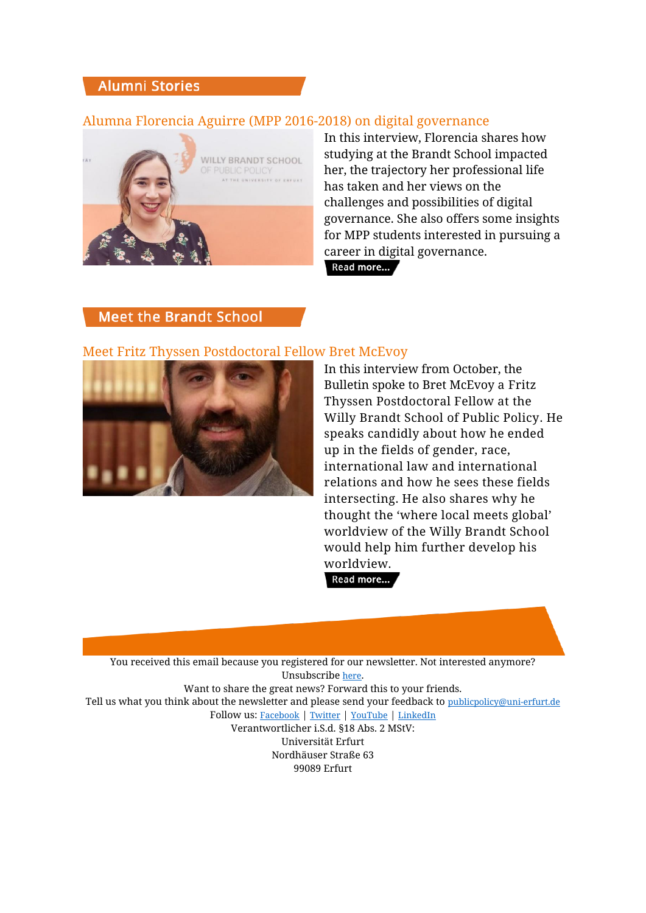## Alumni Stories

### Alumna Florencia Aguirre (MPP 2016-2018) on digital governance

In this interview, Florencia shares how studying at the Brandt School impacted her, the trajectory her professional life has taken and her views on the challenges and possibilities of digital governance. She also offers some insights for MPP students interested in pursuing a career in digital governance.

Read more...

## Meet the Brandt School

### Meet Fritz Thyssen Postdoctoral Fellow Bret McEvoy

In this interview from October, the Bulletin spoke to Bret McEvoy a Fritz Thyssen Postdoctoral Fellow at the Willy Brandt School of Public Policy. He speaks candidly about how he ended up in the fields of gender, race, international law and international relations and how he sees these fields intersecting. He also shares why he thought the ‘where local meets global’ worldview of the Willy Brandt School would help him further develop his worldview.

Read more...

You received this email because you registered for our newsletter. Not interested anymore? Unsubscribe here.
Want to share the great news? Forward this to your friends.
Tell us what you think about the newsletter and please send your feedback to publicpolicy@uni-erfurt.de
Follow us: Facebook | Twitter | YouTube | LinkedIn
Verantwortlicher i.S.d. §18 Abs. 2 MStV:
Universität Erfurt
Nordhäuser Straße 63
99089 Erfurt